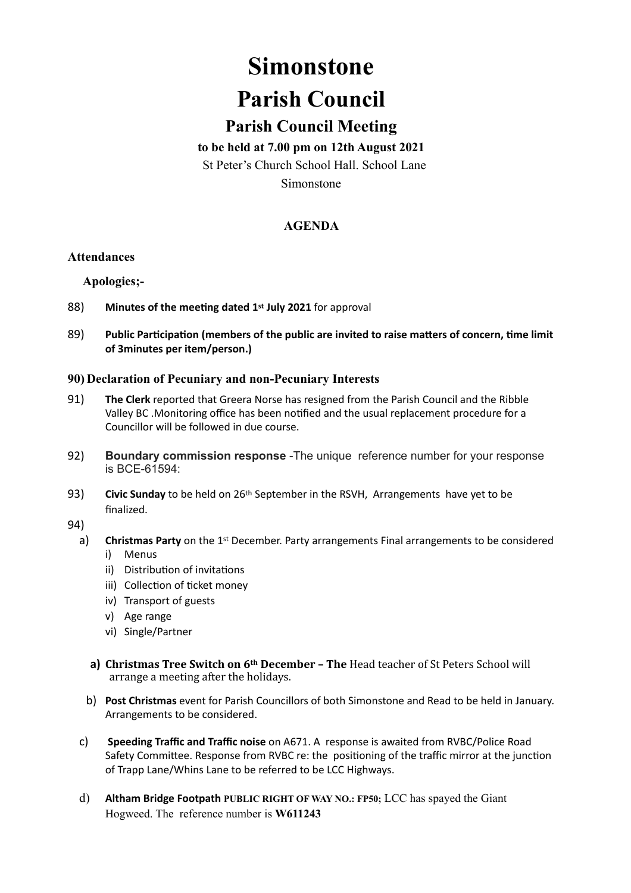# Simonstone

# Parish Council

## Parish Council Meeting

**to be held at 7.00 pm on 12th August 2021**

St Peter's Church School Hall. School Lane

Simonstone

**AGENDA**

**Attendances**

**Apologies;-**

88) **Minutes of the meeting dated 1st July 2021** for approval

89) **Public Participation (members of the public are invited to raise matters of concern, time limit of 3minutes per item/person.)**

**90) Declaration of Pecuniary and non-Pecuniary Interests**

91) **The Clerk** reported that Greera Norse has resigned from the Parish Council and the Ribble Valley BC .Monitoring office has been notified and the usual replacement procedure for a Councillor will be followed in due course.

92) **Boundary commission response** -The unique reference number for your response is BCE-61594:

93) **Civic Sunday** to be held on 26th September in the RSVH, Arrangements have yet to be finalized.

94)

a) **Christmas Party** on the 1st December. Party arrangements Final arrangements to be considered
   i) Menus
   ii) Distribution of invitations
   iii) Collection of ticket money
   iv) Transport of guests
   v) Age range
   vi) Single/Partner

a) **Christmas Tree Switch on 6th December – The** Head teacher of St Peters School will arrange a meeting after the holidays.

b) **Post Christmas** event for Parish Councillors of both Simonstone and Read to be held in January. Arrangements to be considered.

c) **Speeding Traffic and Traffic noise** on A671. A response is awaited from RVBC/Police Road Safety Committee. Response from RVBC re: the positioning of the traffic mirror at the junction of Trapp Lane/Whins Lane to be referred to be LCC Highways.

d) **Altham Bridge Footpath PUBLIC RIGHT OF WAY NO.: FP50;** LCC has spayed the Giant Hogweed. The reference number is **W611243**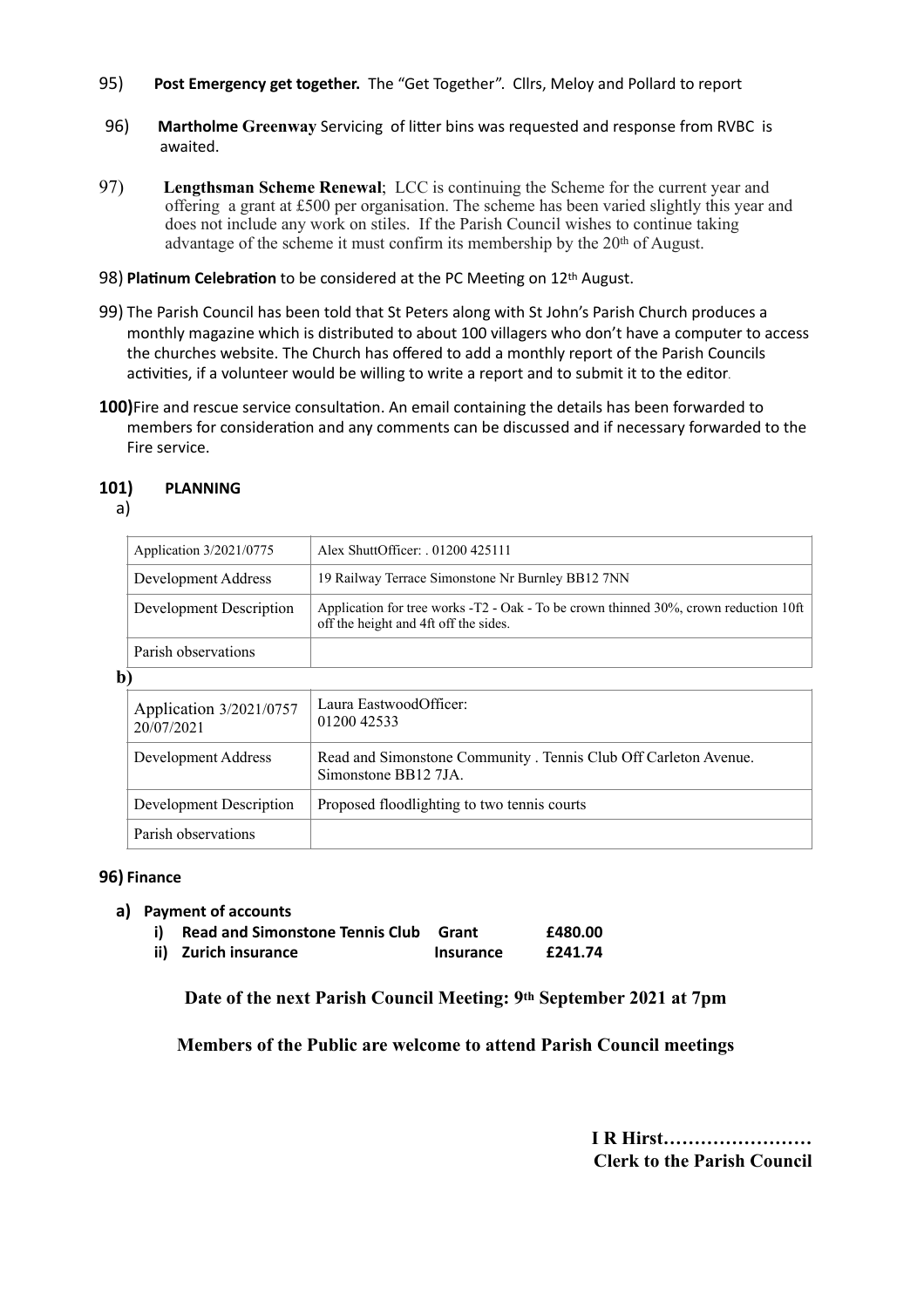95) **Post Emergency get together.** The "Get Together". Cllrs, Meloy and Pollard to report

96) **Martholme Greenway** Servicing of litter bins was requested and response from RVBC is awaited.

97) **Lengthsman Scheme Renewal**; LCC is continuing the Scheme for the current year and offering a grant at £500 per organisation. The scheme has been varied slightly this year and does not include any work on stiles. If the Parish Council wishes to continue taking advantage of the scheme it must confirm its membership by the 20th of August.

98) **Platinum Celebration** to be considered at the PC Meeting on 12th August.

99) The Parish Council has been told that St Peters along with St John's Parish Church produces a monthly magazine which is distributed to about 100 villagers who don't have a computer to access the churches website. The Church has offered to add a monthly report of the Parish Councils activities, if a volunteer would be willing to write a report and to submit it to the editor.

**100)** Fire and rescue service consultation. An email containing the details has been forwarded to members for consideration and any comments can be discussed and if necessary forwarded to the Fire service.

**101) PLANNING**

a)

| | |
|---|---|
| Application 3/2021/0775 | Alex ShuttOfficer: . 01200 425111 |
| Development Address | 19 Railway Terrace Simonstone Nr Burnley BB12 7NN |
| Development Description | Application for tree works -T2 - Oak - To be crown thinned 30%, crown reduction 10ft off the height and 4ft off the sides. |
| Parish observations | |

**b)**

| | |
|---|---|
| Application 3/2021/0757 20/07/2021 | Laura EastwoodOfficer: 01200 42533 |
| Development Address | Read and Simonstone Community . Tennis Club Off Carleton Avenue. Simonstone BB12 7JA. |
| Development Description | Proposed floodlighting to two tennis courts |
| Parish observations | |

**96) Finance**

**a) Payment of accounts**

| | | |
|---|---|---|
| **i) Read and Simonstone Tennis Club** | **Grant** | **£480.00** |
| **ii) Zurich insurance** | **Insurance** | **£241.74** |

**Date of the next Parish Council Meeting: 9th September 2021 at 7pm**

**Members of the Public are welcome to attend Parish Council meetings**

**I R Hirst……………………**
**Clerk to the Parish Council**